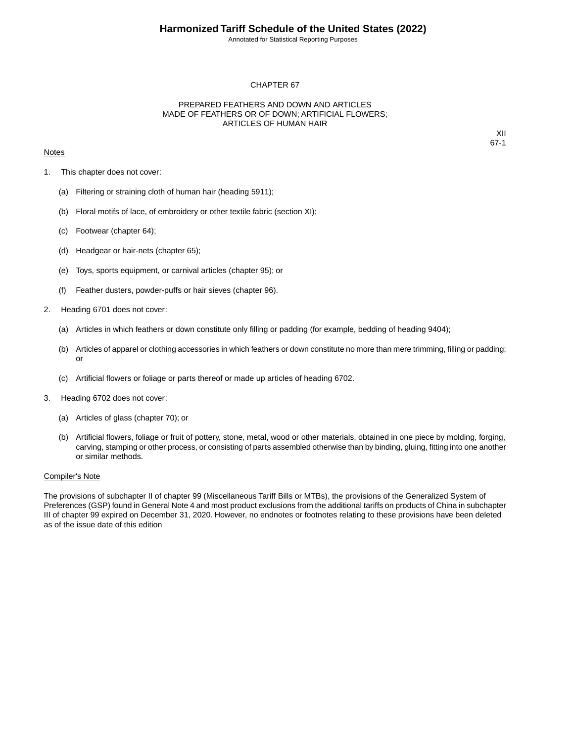# CHAPTER 67

## PREPARED FEATHERS AND DOWN AND ARTICLES MADE OF FEATHERS OR OF DOWN; ARTIFICIAL FLOWERS; ARTICLES OF HUMAN HAIR

XII
67-1

Notes

1. This chapter does not cover:

   (a) Filtering or straining cloth of human hair (heading 5911);

   (b) Floral motifs of lace, of embroidery or other textile fabric (section XI);

   (c) Footwear (chapter 64);

   (d) Headgear or hair-nets (chapter 65);

   (e) Toys, sports equipment, or carnival articles (chapter 95); or

   (f) Feather dusters, powder-puffs or hair sieves (chapter 96).

2. Heading 6701 does not cover:

   (a) Articles in which feathers or down constitute only filling or padding (for example, bedding of heading 9404);

   (b) Articles of apparel or clothing accessories in which feathers or down constitute no more than mere trimming, filling or padding; or

   (c) Artificial flowers or foliage or parts thereof or made up articles of heading 6702.

3. Heading 6702 does not cover:

   (a) Articles of glass (chapter 70); or

   (b) Artificial flowers, foliage or fruit of pottery, stone, metal, wood or other materials, obtained in one piece by molding, forging, carving, stamping or other process, or consisting of parts assembled otherwise than by binding, gluing, fitting into one another or similar methods.

Compiler's Note

The provisions of subchapter II of chapter 99 (Miscellaneous Tariff Bills or MTBs), the provisions of the Generalized System of Preferences (GSP) found in General Note 4 and most product exclusions from the additional tariffs on products of China in subchapter III of chapter 99 expired on December 31, 2020. However, no endnotes or footnotes relating to these provisions have been deleted as of the issue date of this edition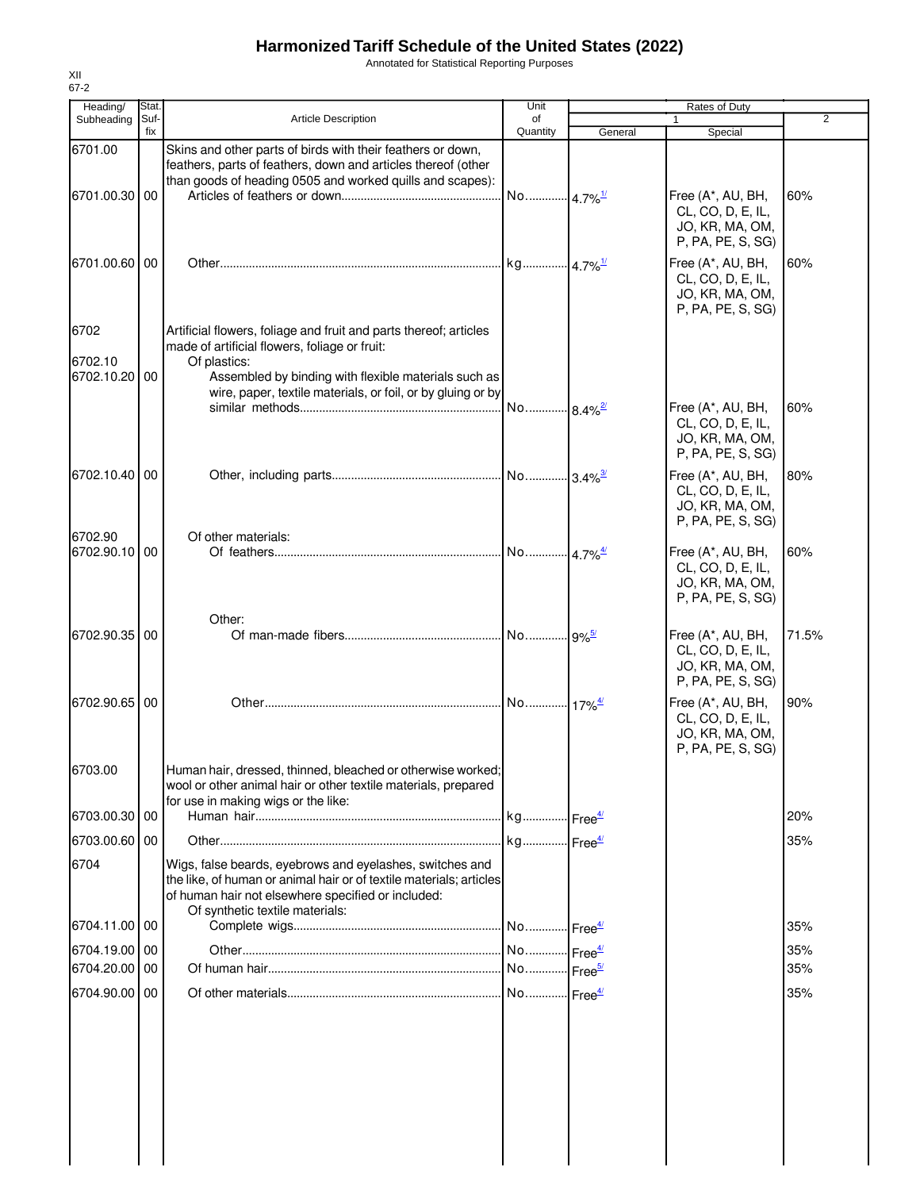# Harmonized Tariff Schedule of the United States (2022)

Annotated for Statistical Reporting Purposes

XII
67-2

| Heading/ Subheading | Stat. Suf- fix | Article Description | Unit of Quantity | Rates of Duty 1 General | Special | 2 |
|---|---|---|---|---|---|---|
| 6701.00 | | Skins and other parts of birds with their feathers or down, feathers, parts of feathers, down and articles thereof (other than goods of heading 0505 and worked quills and scapes): | | | | |
| 6701.00.30 | 00 | Articles of feathers or down | No. | 4.7%[1/] | Free (A*, AU, BH, CL, CO, D, E, IL, JO, KR, MA, OM, P, PA, PE, S, SG) | 60% |
| 6701.00.60 | 00 | Other | kg | 4.7%[1/] | Free (A*, AU, BH, CL, CO, D, E, IL, JO, KR, MA, OM, P, PA, PE, S, SG) | 60% |
| 6702 | | Artificial flowers, foliage and fruit and parts thereof; articles made of artificial flowers, foliage or fruit: | | | | |
| 6702.10 | | Of plastics: | | | | |
| 6702.10.20 | 00 | Assembled by binding with flexible materials such as wire, paper, textile materials, or foil, or by gluing or by similar methods | No. | 8.4%[2/] | Free (A*, AU, BH, CL, CO, D, E, IL, JO, KR, MA, OM, P, PA, PE, S, SG) | 60% |
| 6702.10.40 | 00 | Other, including parts | No. | 3.4%[3/] | Free (A*, AU, BH, CL, CO, D, E, IL, JO, KR, MA, OM, P, PA, PE, S, SG) | 80% |
| 6702.90 | | Of other materials: | | | | |
| 6702.90.10 | 00 | Of feathers | No. | 4.7%[4/] | Free (A*, AU, BH, CL, CO, D, E, IL, JO, KR, MA, OM, P, PA, PE, S, SG) | 60% |
| | | Other: | | | | |
| 6702.90.35 | 00 | Of man-made fibers | No. | 9%[5/] | Free (A*, AU, BH, CL, CO, D, E, IL, JO, KR, MA, OM, P, PA, PE, S, SG) | 71.5% |
| 6702.90.65 | 00 | Other | No. | 17%[4/] | Free (A*, AU, BH, CL, CO, D, E, IL, JO, KR, MA, OM, P, PA, PE, S, SG) | 90% |
| 6703.00 | | Human hair, dressed, thinned, bleached or otherwise worked; wool or other animal hair or other textile materials, prepared for use in making wigs or the like: | | | | |
| 6703.00.30 | 00 | Human hair | kg | Free[4/] | | 20% |
| 6703.00.60 | 00 | Other | kg | Free[4/] | | 35% |
| 6704 | | Wigs, false beards, eyebrows and eyelashes, switches and the like, of human or animal hair or of textile materials; articles of human hair not elsewhere specified or included: | | | | |
| | | Of synthetic textile materials: | | | | |
| 6704.11.00 | 00 | Complete wigs | No. | Free[4/] | | 35% |
| 6704.19.00 | 00 | Other | No. | Free[4/] | | 35% |
| 6704.20.00 | 00 | Of human hair | No. | Free[5/] | | 35% |
| 6704.90.00 | 00 | Of other materials | No. | Free[4/] | | 35% |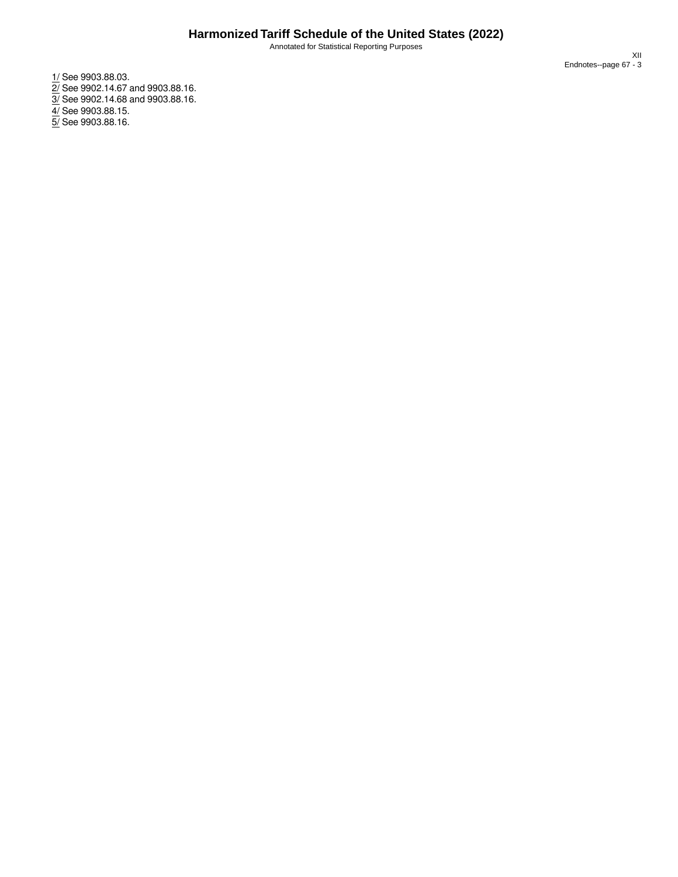1/ See 9903.88.03.
2/ See 9902.14.67 and 9903.88.16.
3/ See 9902.14.68 and 9903.88.16.
4/ See 9903.88.15.
5/ See 9903.88.16.